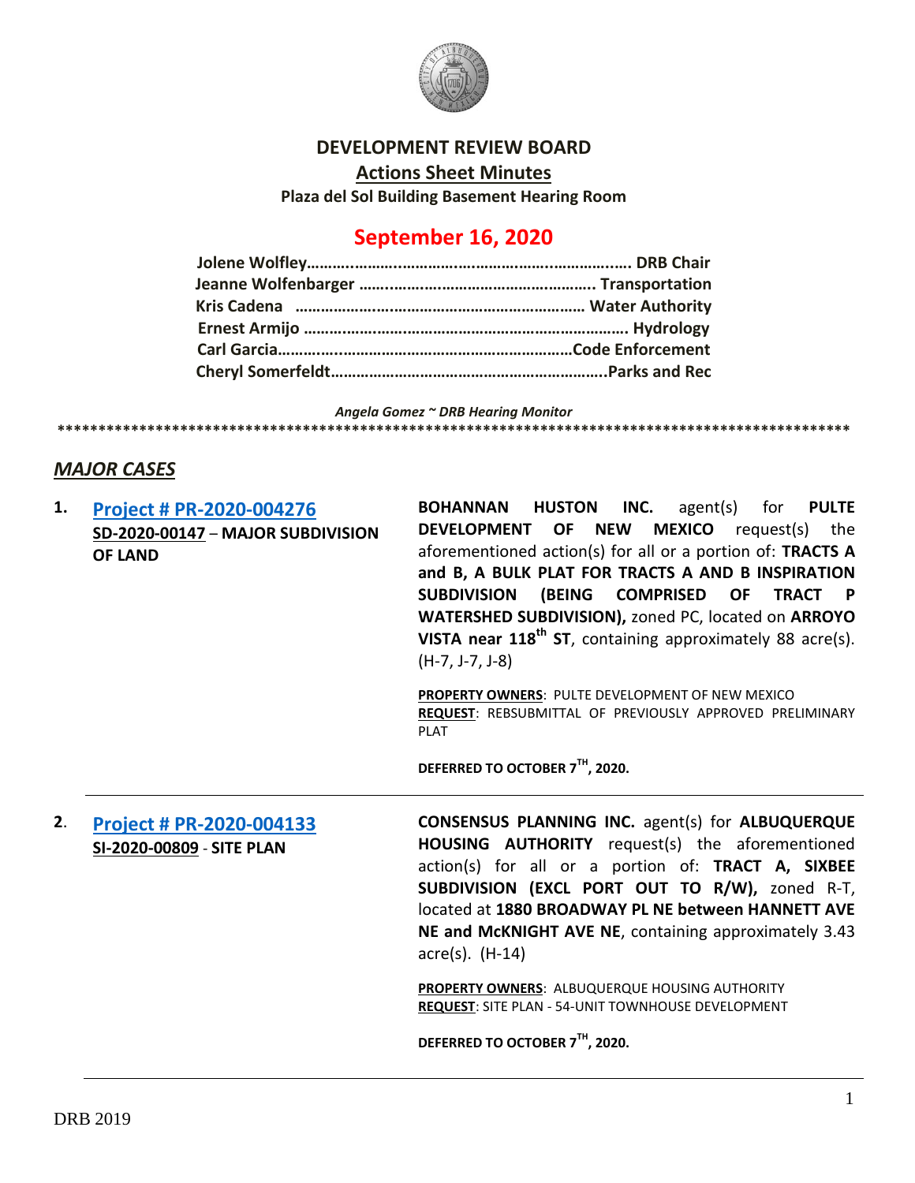# DEVELOPMENT REVIEW BOARD

## Actions Sheet Minutes

**Plaza del Sol Building Basement Hearing Room**

## September 16, 2020

**Jolene Wolfley……………………………………………………………… DRB Chair**
**Jeanne Wolfenbarger ……………………………………………. Transportation**
**Kris Cadena ……………………………………………………… Water Authority**
**Ernest Armijo …………………………………………………………… Hydrology**
**Carl Garcia……………………………………………………………Code Enforcement**
**Cheryl Somerfeldt………………………………………………………..Parks and Rec**

*Angela Gomez ~ DRB Hearing Monitor*

****************************************************************************************************

## *MAJOR CASES*

**1. Project # PR-2020-004276**
**SD-2020-00147** – **MAJOR SUBDIVISION OF LAND**

**BOHANNAN HUSTON INC.** agent(s) for **PULTE DEVELOPMENT OF NEW MEXICO** request(s) the aforementioned action(s) for all or a portion of: **TRACTS A and B, A BULK PLAT FOR TRACTS A AND B INSPIRATION SUBDIVISION (BEING COMPRISED OF TRACT P WATERSHED SUBDIVISION),** zoned PC, located on **ARROYO VISTA near 118th ST**, containing approximately 88 acre(s). (H-7, J-7, J-8)

**PROPERTY OWNERS**: PULTE DEVELOPMENT OF NEW MEXICO
**REQUEST**: REBSUBMITTAL OF PREVIOUSLY APPROVED PRELIMINARY PLAT

**DEFERRED TO OCTOBER 7TH, 2020.**

---

**2. Project # PR-2020-004133**
**SI-2020-00809** - **SITE PLAN**

**CONSENSUS PLANNING INC.** agent(s) for **ALBUQUERQUE HOUSING AUTHORITY** request(s) the aforementioned action(s) for all or a portion of: **TRACT A, SIXBEE SUBDIVISION (EXCL PORT OUT TO R/W),** zoned R-T, located at **1880 BROADWAY PL NE between HANNETT AVE NE and McKNIGHT AVE NE**, containing approximately 3.43 acre(s). (H-14)

**PROPERTY OWNERS**: ALBUQUERQUE HOUSING AUTHORITY
**REQUEST**: SITE PLAN - 54-UNIT TOWNHOUSE DEVELOPMENT

**DEFERRED TO OCTOBER 7TH, 2020.**

---

DRB 2019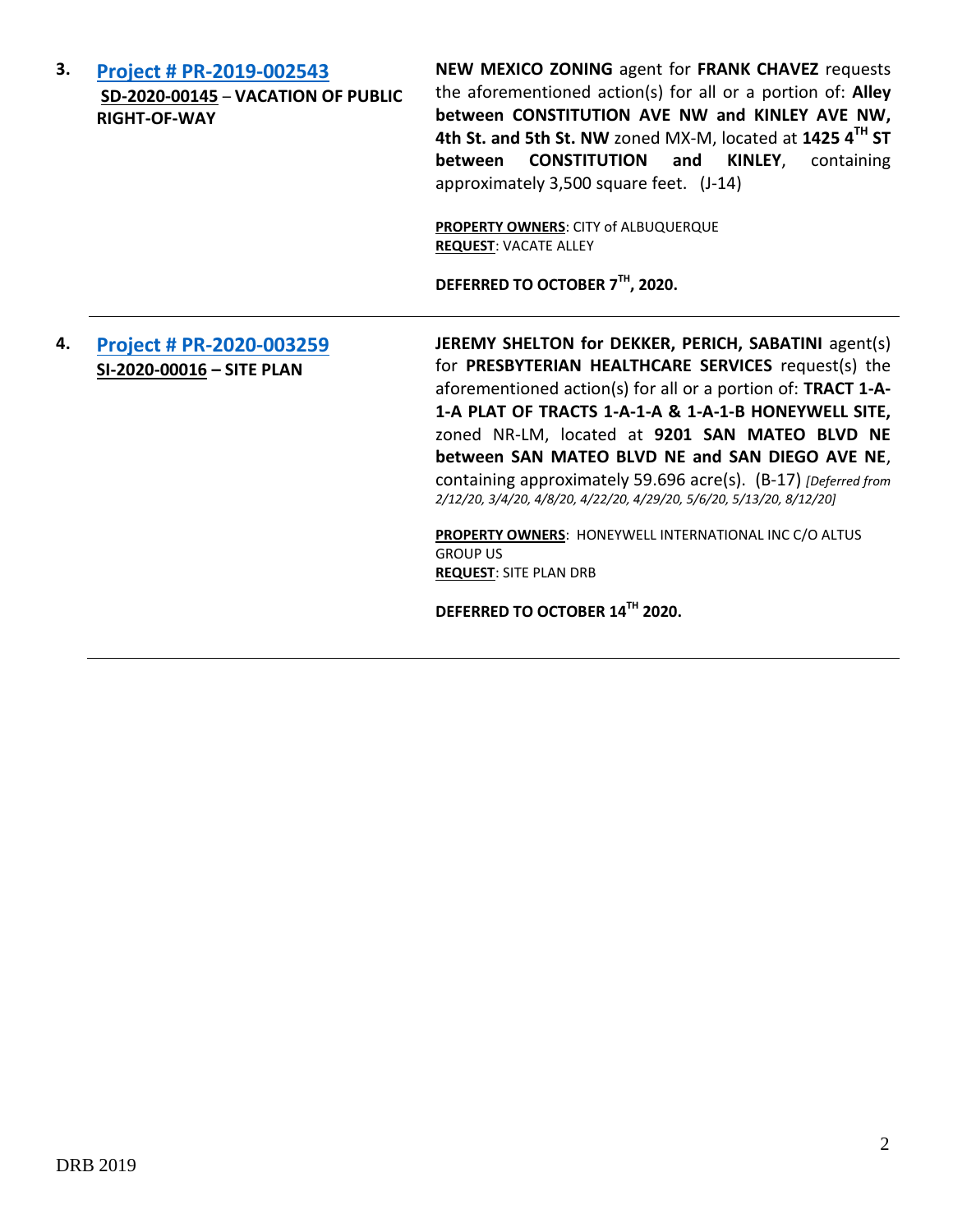**3. [Project # PR-2019-002543](#)**
**SD-2020-00145 – VACATION OF PUBLIC RIGHT-OF-WAY**

**NEW MEXICO ZONING** agent for **FRANK CHAVEZ** requests the aforementioned action(s) for all or a portion of: **Alley between CONSTITUTION AVE NW and KINLEY AVE NW, 4th St. and 5th St. NW** zoned MX-M, located at **1425 4TH ST between CONSTITUTION and KINLEY**, containing approximately 3,500 square feet. (J-14)

**PROPERTY OWNERS**: CITY of ALBUQUERQUE
**REQUEST**: VACATE ALLEY

**DEFERRED TO OCTOBER 7TH, 2020.**

---

**4. [Project # PR-2020-003259](#)**
**SI-2020-00016 – SITE PLAN**

**JEREMY SHELTON for DEKKER, PERICH, SABATINI** agent(s) for **PRESBYTERIAN HEALTHCARE SERVICES** request(s) the aforementioned action(s) for all or a portion of: **TRACT 1-A-1-A PLAT OF TRACTS 1-A-1-A & 1-A-1-B HONEYWELL SITE,** zoned NR-LM, located at **9201 SAN MATEO BLVD NE between SAN MATEO BLVD NE and SAN DIEGO AVE NE**, containing approximately 59.696 acre(s). (B-17) *[Deferred from 2/12/20, 3/4/20, 4/8/20, 4/22/20, 4/29/20, 5/6/20, 5/13/20, 8/12/20]*

**PROPERTY OWNERS**: HONEYWELL INTERNATIONAL INC C/O ALTUS GROUP US
**REQUEST**: SITE PLAN DRB

**DEFERRED TO OCTOBER 14TH 2020.**

---

DRB 2019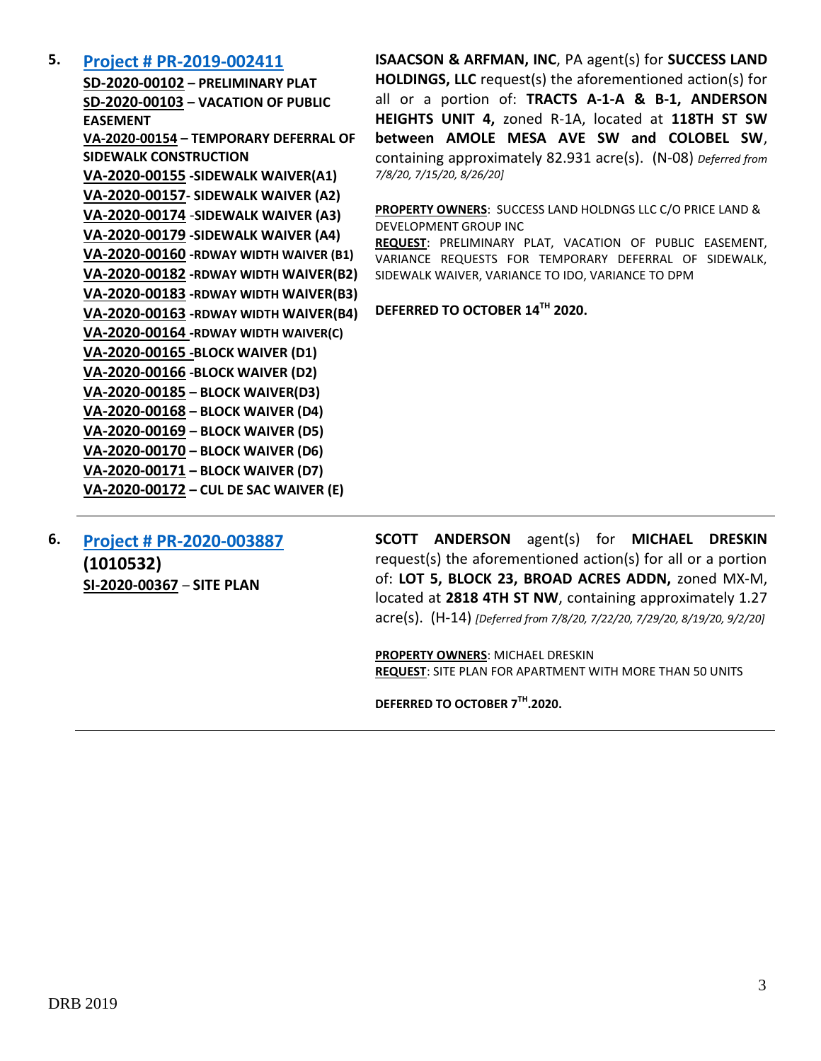**5.** **[Project # PR-2019-002411](#)**

**SD-2020-00102 – PRELIMINARY PLAT**
**SD-2020-00103 – VACATION OF PUBLIC EASEMENT**
**VA-2020-00154 – TEMPORARY DEFERRAL OF SIDEWALK CONSTRUCTION**
**VA-2020-00155 -SIDEWALK WAIVER(A1)**
**VA-2020-00157- SIDEWALK WAIVER (A2)**
**VA-2020-00174 -SIDEWALK WAIVER (A3)**
**VA-2020-00179 -SIDEWALK WAIVER (A4)**
**VA-2020-00160 -RDWAY WIDTH WAIVER (B1)**
**VA-2020-00182 -RDWAY WIDTH WAIVER(B2)**
**VA-2020-00183 -RDWAY WIDTH WAIVER(B3)**
**VA-2020-00163 -RDWAY WIDTH WAIVER(B4)**
**VA-2020-00164 -RDWAY WIDTH WAIVER(C)**
**VA-2020-00165 -BLOCK WAIVER (D1)**
**VA-2020-00166 -BLOCK WAIVER (D2)**
**VA-2020-00185 – BLOCK WAIVER(D3)**
**VA-2020-00168 – BLOCK WAIVER (D4)**
**VA-2020-00169 – BLOCK WAIVER (D5)**
**VA-2020-00170 – BLOCK WAIVER (D6)**
**VA-2020-00171 – BLOCK WAIVER (D7)**
**VA-2020-00172 – CUL DE SAC WAIVER (E)**

**ISAACSON & ARFMAN, INC**, PA agent(s) for **SUCCESS LAND HOLDINGS, LLC** request(s) the aforementioned action(s) for all or a portion of: **TRACTS A-1-A & B-1, ANDERSON HEIGHTS UNIT 4,** zoned R-1A, located at **118TH ST SW between AMOLE MESA AVE SW and COLOBEL SW**, containing approximately 82.931 acre(s). (N-08) *Deferred from 7/8/20, 7/15/20, 8/26/20]*

**PROPERTY OWNERS**: SUCCESS LAND HOLDNGS LLC C/O PRICE LAND & DEVELOPMENT GROUP INC
**REQUEST**: PRELIMINARY PLAT, VACATION OF PUBLIC EASEMENT, VARIANCE REQUESTS FOR TEMPORARY DEFERRAL OF SIDEWALK, SIDEWALK WAIVER, VARIANCE TO IDO, VARIANCE TO DPM

**DEFERRED TO OCTOBER 14TH 2020.**

---

**6.** **[Project # PR-2020-003887](#)**
**(1010532)**
**SI-2020-00367 – SITE PLAN**

**SCOTT ANDERSON** agent(s) for **MICHAEL DRESKIN** request(s) the aforementioned action(s) for all or a portion of: **LOT 5, BLOCK 23, BROAD ACRES ADDN,** zoned MX-M, located at **2818 4TH ST NW**, containing approximately 1.27 acre(s). (H-14) *[Deferred from 7/8/20, 7/22/20, 7/29/20, 8/19/20, 9/2/20]*

**PROPERTY OWNERS**: MICHAEL DRESKIN
**REQUEST**: SITE PLAN FOR APARTMENT WITH MORE THAN 50 UNITS

**DEFERRED TO OCTOBER 7TH.2020.**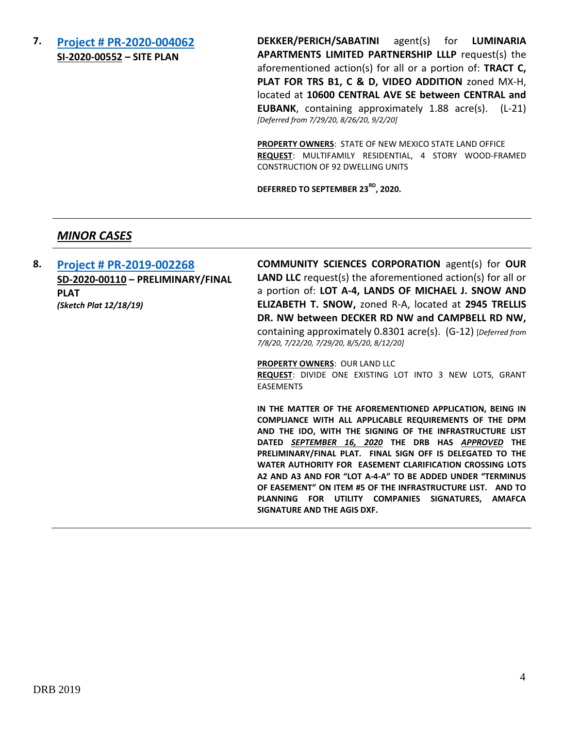7\. **[Project # PR-2020-004062](#)**
**SI-2020-00552 – SITE PLAN**

**DEKKER/PERICH/SABATINI** agent(s) for **LUMINARIA APARTMENTS LIMITED PARTNERSHIP LLLP** request(s) the aforementioned action(s) for all or a portion of: **TRACT C, PLAT FOR TRS B1, C & D, VIDEO ADDITION** zoned MX-H, located at **10600 CENTRAL AVE SE between CENTRAL and EUBANK**, containing approximately 1.88 acre(s). (L-21) *[Deferred from 7/29/20, 8/26/20, 9/2/20]*

**PROPERTY OWNERS**: STATE OF NEW MEXICO STATE LAND OFFICE
**REQUEST**: MULTIFAMILY RESIDENTIAL, 4 STORY WOOD-FRAMED CONSTRUCTION OF 92 DWELLING UNITS

**DEFERRED TO SEPTEMBER 23RD, 2020.**

---

## *MINOR CASES*

---

8\. **[Project # PR-2019-002268](#)**
**SD-2020-00110 – PRELIMINARY/FINAL PLAT**
***(Sketch Plat 12/18/19)***

**COMMUNITY SCIENCES CORPORATION** agent(s) for **OUR LAND LLC** request(s) the aforementioned action(s) for all or a portion of: **LOT A-4, LANDS OF MICHAEL J. SNOW AND ELIZABETH T. SNOW,** zoned R-A, located at **2945 TRELLIS DR. NW between DECKER RD NW and CAMPBELL RD NW,** containing approximately 0.8301 acre(s). (G-12) *[Deferred from 7/8/20, 7/22/20, 7/29/20, 8/5/20, 8/12/20]*

**PROPERTY OWNERS**: OUR LAND LLC
**REQUEST**: DIVIDE ONE EXISTING LOT INTO 3 NEW LOTS, GRANT EASEMENTS

**IN THE MATTER OF THE AFOREMENTIONED APPLICATION, BEING IN COMPLIANCE WITH ALL APPLICABLE REQUIREMENTS OF THE DPM AND THE IDO, WITH THE SIGNING OF THE INFRASTRUCTURE LIST DATED *SEPTEMBER 16, 2020* THE DRB HAS *APPROVED* THE PRELIMINARY/FINAL PLAT. FINAL SIGN OFF IS DELEGATED TO THE WATER AUTHORITY FOR EASEMENT CLARIFICATION CROSSING LOTS A2 AND A3 AND FOR "LOT A-4-A" TO BE ADDED UNDER "TERMINUS OF EASEMENT" ON ITEM #5 OF THE INFRASTRUCTURE LIST. AND TO PLANNING FOR UTILITY COMPANIES SIGNATURES, AMAFCA SIGNATURE AND THE AGIS DXF.**

---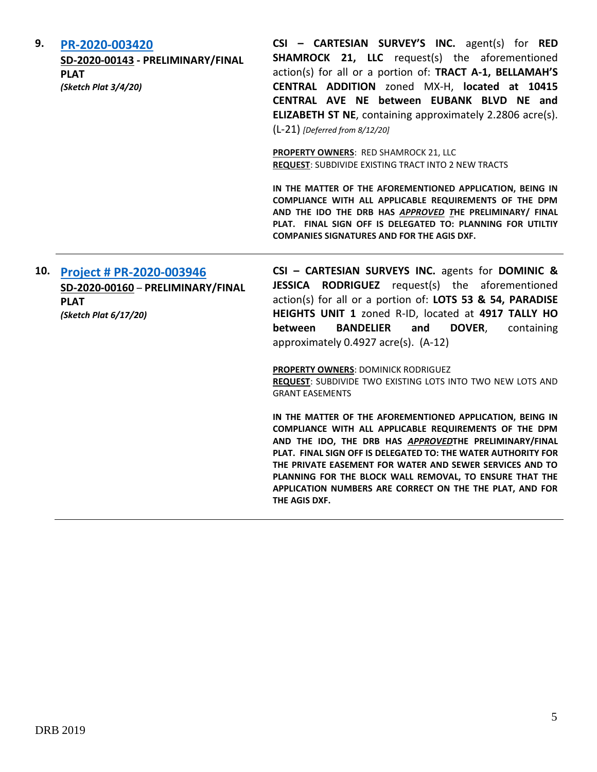**9.** **PR-2020-003420**

**SD-2020-00143 - PRELIMINARY/FINAL PLAT**

***(Sketch Plat 3/4/20)***

**CSI – CARTESIAN SURVEY'S INC.** agent(s) for **RED SHAMROCK 21, LLC** request(s) the aforementioned action(s) for all or a portion of: **TRACT A-1, BELLAMAH'S CENTRAL ADDITION** zoned MX-H, **located at 10415 CENTRAL AVE NE between EUBANK BLVD NE and ELIZABETH ST NE**, containing approximately 2.2806 acre(s). (L-21) *[Deferred from 8/12/20]*

**PROPERTY OWNERS**: RED SHAMROCK 21, LLC
**REQUEST**: SUBDIVIDE EXISTING TRACT INTO 2 NEW TRACTS

**IN THE MATTER OF THE AFOREMENTIONED APPLICATION, BEING IN COMPLIANCE WITH ALL APPLICABLE REQUIREMENTS OF THE DPM AND THE IDO THE DRB HAS *APPROVED T*HE PRELIMINARY/ FINAL PLAT. FINAL SIGN OFF IS DELEGATED TO: PLANNING FOR UTILTIY COMPANIES SIGNATURES AND FOR THE AGIS DXF.**

---

**10.** **Project # PR-2020-003946**

**SD-2020-00160 – PRELIMINARY/FINAL PLAT**

***(Sketch Plat 6/17/20)***

**CSI – CARTESIAN SURVEYS INC.** agents for **DOMINIC & JESSICA RODRIGUEZ** request(s) the aforementioned action(s) for all or a portion of: **LOTS 53 & 54, PARADISE HEIGHTS UNIT 1** zoned R-ID, located at **4917 TALLY HO between BANDELIER and DOVER**, containing approximately 0.4927 acre(s). (A-12)

**PROPERTY OWNERS**: DOMINICK RODRIGUEZ
**REQUEST**: SUBDIVIDE TWO EXISTING LOTS INTO TWO NEW LOTS AND GRANT EASEMENTS

**IN THE MATTER OF THE AFOREMENTIONED APPLICATION, BEING IN COMPLIANCE WITH ALL APPLICABLE REQUIREMENTS OF THE DPM AND THE IDO, THE DRB HAS *APPROVED*THE PRELIMINARY/FINAL PLAT. FINAL SIGN OFF IS DELEGATED TO: THE WATER AUTHORITY FOR THE PRIVATE EASEMENT FOR WATER AND SEWER SERVICES AND TO PLANNING FOR THE BLOCK WALL REMOVAL, TO ENSURE THAT THE APPLICATION NUMBERS ARE CORRECT ON THE THE PLAT, AND FOR THE AGIS DXF.**

---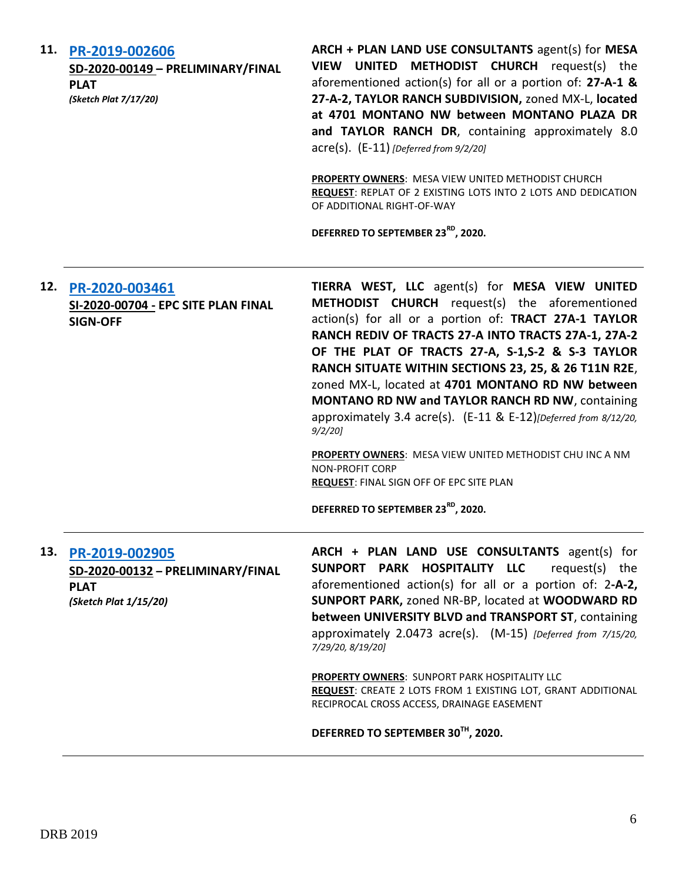**11. PR-2019-002606**

**SD-2020-00149 – PRELIMINARY/FINAL PLAT**
*(Sketch Plat 7/17/20)*

**ARCH + PLAN LAND USE CONSULTANTS** agent(s) for **MESA VIEW UNITED METHODIST CHURCH** request(s) the aforementioned action(s) for all or a portion of: **27-A-1 & 27-A-2, TAYLOR RANCH SUBDIVISION,** zoned MX-L, **located at 4701 MONTANO NW between MONTANO PLAZA DR and TAYLOR RANCH DR**, containing approximately 8.0 acre(s). (E-11) *[Deferred from 9/2/20]*

**PROPERTY OWNERS**: MESA VIEW UNITED METHODIST CHURCH
**REQUEST**: REPLAT OF 2 EXISTING LOTS INTO 2 LOTS AND DEDICATION OF ADDITIONAL RIGHT-OF-WAY

**DEFERRED TO SEPTEMBER 23RD, 2020.**

---

**12. PR-2020-003461**

**SI-2020-00704 - EPC SITE PLAN FINAL SIGN-OFF**

**TIERRA WEST, LLC** agent(s) for **MESA VIEW UNITED METHODIST CHURCH** request(s) the aforementioned action(s) for all or a portion of: **TRACT 27A-1 TAYLOR RANCH REDIV OF TRACTS 27-A INTO TRACTS 27A-1, 27A-2 OF THE PLAT OF TRACTS 27-A, S-1,S-2 & S-3 TAYLOR RANCH SITUATE WITHIN SECTIONS 23, 25, & 26 T11N R2E**, zoned MX-L, located at **4701 MONTANO RD NW between MONTANO RD NW and TAYLOR RANCH RD NW**, containing approximately 3.4 acre(s). (E-11 & E-12)*[Deferred from 8/12/20, 9/2/20]*

**PROPERTY OWNERS**: MESA VIEW UNITED METHODIST CHU INC A NM NON-PROFIT CORP
**REQUEST**: FINAL SIGN OFF OF EPC SITE PLAN

**DEFERRED TO SEPTEMBER 23RD, 2020.**

---

**13. PR-2019-002905**

**SD-2020-00132 – PRELIMINARY/FINAL PLAT**
*(Sketch Plat 1/15/20)*

**ARCH + PLAN LAND USE CONSULTANTS** agent(s) for **SUNPORT PARK HOSPITALITY LLC** request(s) the aforementioned action(s) for all or a portion of: 2**-A-2, SUNPORT PARK,** zoned NR-BP, located at **WOODWARD RD between UNIVERSITY BLVD and TRANSPORT ST**, containing approximately 2.0473 acre(s). (M-15) *[Deferred from 7/15/20, 7/29/20, 8/19/20]*

**PROPERTY OWNERS**: SUNPORT PARK HOSPITALITY LLC
**REQUEST**: CREATE 2 LOTS FROM 1 EXISTING LOT, GRANT ADDITIONAL RECIPROCAL CROSS ACCESS, DRAINAGE EASEMENT

**DEFERRED TO SEPTEMBER 30TH, 2020.**

---

DRB 2019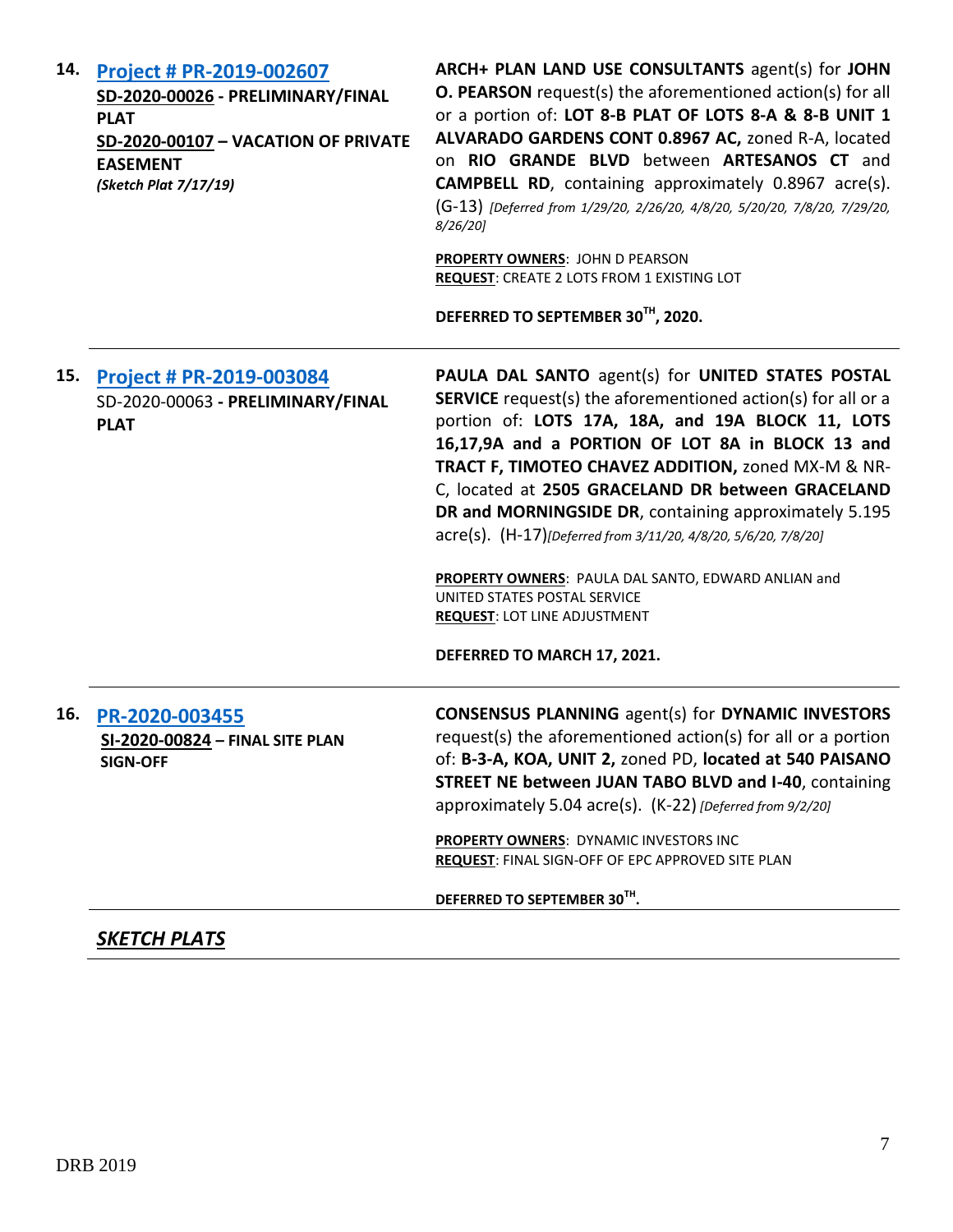**14. [Project # PR-2019-002607](#)**
**SD-2020-00026 - PRELIMINARY/FINAL PLAT**
**SD-2020-00107 – VACATION OF PRIVATE EASEMENT**
***(Sketch Plat 7/17/19)***

**ARCH+ PLAN LAND USE CONSULTANTS** agent(s) for **JOHN O. PEARSON** request(s) the aforementioned action(s) for all or a portion of: **LOT 8-B PLAT OF LOTS 8-A & 8-B UNIT 1 ALVARADO GARDENS CONT 0.8967 AC,** zoned R-A, located on **RIO GRANDE BLVD** between **ARTESANOS CT** and **CAMPBELL RD**, containing approximately 0.8967 acre(s). (G-13) *[Deferred from 1/29/20, 2/26/20, 4/8/20, 5/20/20, 7/8/20, 7/29/20, 8/26/20]*

**PROPERTY OWNERS**: JOHN D PEARSON
**REQUEST**: CREATE 2 LOTS FROM 1 EXISTING LOT

**DEFERRED TO SEPTEMBER 30TH, 2020.**

---

**15. [Project # PR-2019-003084](#)**
SD-2020-00063 - **PRELIMINARY/FINAL PLAT**

**PAULA DAL SANTO** agent(s) for **UNITED STATES POSTAL SERVICE** request(s) the aforementioned action(s) for all or a portion of: **LOTS 17A, 18A, and 19A BLOCK 11, LOTS 16,17,9A and a PORTION OF LOT 8A in BLOCK 13 and TRACT F, TIMOTEO CHAVEZ ADDITION,** zoned MX-M & NR-C, located at **2505 GRACELAND DR between GRACELAND DR and MORNINGSIDE DR**, containing approximately 5.195 acre(s). (H-17)*[Deferred from 3/11/20, 4/8/20, 5/6/20, 7/8/20]*

**PROPERTY OWNERS**: PAULA DAL SANTO, EDWARD ANLIAN and UNITED STATES POSTAL SERVICE
**REQUEST**: LOT LINE ADJUSTMENT

**DEFERRED TO MARCH 17, 2021.**

---

**16. [PR-2020-003455](#)**
**SI-2020-00824 – FINAL SITE PLAN SIGN-OFF**

**CONSENSUS PLANNING** agent(s) for **DYNAMIC INVESTORS** request(s) the aforementioned action(s) for all or a portion of: **B-3-A, KOA, UNIT 2,** zoned PD, **located at 540 PAISANO STREET NE between JUAN TABO BLVD and I-40**, containing approximately 5.04 acre(s). (K-22) *[Deferred from 9/2/20]*

**PROPERTY OWNERS**: DYNAMIC INVESTORS INC
**REQUEST**: FINAL SIGN-OFF OF EPC APPROVED SITE PLAN

**DEFERRED TO SEPTEMBER 30TH.**

---

## ***SKETCH PLATS***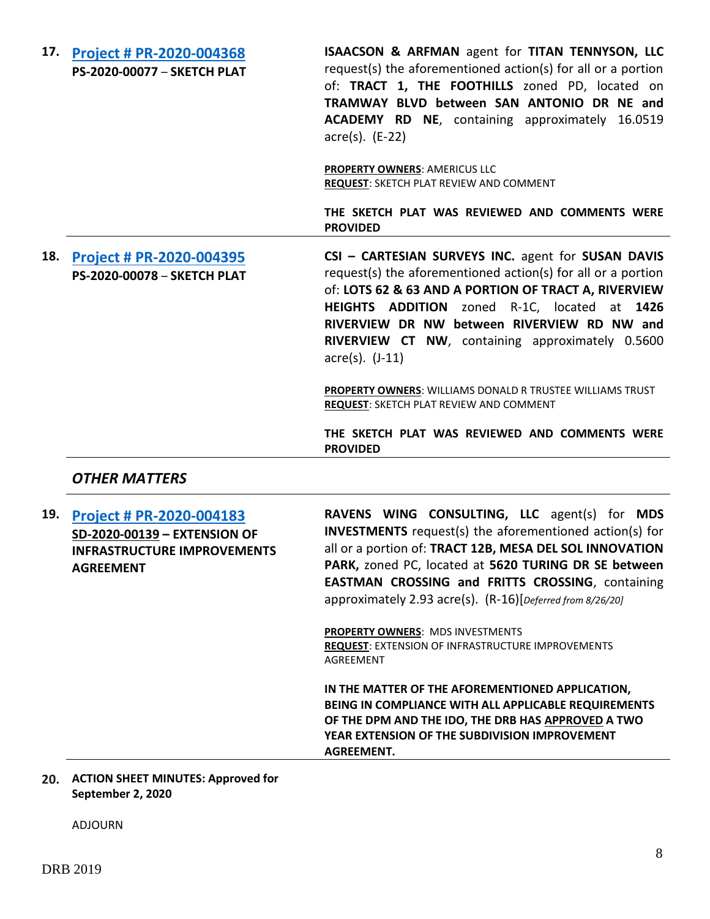**17.** **[Project # PR-2020-004368](#)**
**PS-2020-00077** – **SKETCH PLAT**

**ISAACSON & ARFMAN** agent for **TITAN TENNYSON, LLC** request(s) the aforementioned action(s) for all or a portion of: **TRACT 1, THE FOOTHILLS** zoned PD, located on **TRAMWAY BLVD between SAN ANTONIO DR NE and ACADEMY RD NE**, containing approximately 16.0519 acre(s). (E-22)

**PROPERTY OWNERS**: AMERICUS LLC
**REQUEST**: SKETCH PLAT REVIEW AND COMMENT

**THE SKETCH PLAT WAS REVIEWED AND COMMENTS WERE PROVIDED**

---

**18.** **[Project # PR-2020-004395](#)**
**PS-2020-00078** – **SKETCH PLAT**

**CSI – CARTESIAN SURVEYS INC.** agent for **SUSAN DAVIS** request(s) the aforementioned action(s) for all or a portion of: **LOTS 62 & 63 AND A PORTION OF TRACT A, RIVERVIEW HEIGHTS ADDITION** zoned R-1C, located at **1426 RIVERVIEW DR NW between RIVERVIEW RD NW and RIVERVIEW CT NW**, containing approximately 0.5600 acre(s). (J-11)

**PROPERTY OWNERS**: WILLIAMS DONALD R TRUSTEE WILLIAMS TRUST
**REQUEST**: SKETCH PLAT REVIEW AND COMMENT

**THE SKETCH PLAT WAS REVIEWED AND COMMENTS WERE PROVIDED**

---

## *OTHER MATTERS*

---

**19.** **[Project # PR-2020-004183](#)**
**SD-2020-00139 – EXTENSION OF INFRASTRUCTURE IMPROVEMENTS AGREEMENT**

**RAVENS WING CONSULTING, LLC** agent(s) for **MDS INVESTMENTS** request(s) the aforementioned action(s) for all or a portion of: **TRACT 12B, MESA DEL SOL INNOVATION PARK,** zoned PC, located at **5620 TURING DR SE between EASTMAN CROSSING and FRITTS CROSSING**, containing approximately 2.93 acre(s). (R-16)[*Deferred from 8/26/20]*

**PROPERTY OWNERS**: MDS INVESTMENTS
**REQUEST**: EXTENSION OF INFRASTRUCTURE IMPROVEMENTS AGREEMENT

**IN THE MATTER OF THE AFOREMENTIONED APPLICATION, BEING IN COMPLIANCE WITH ALL APPLICABLE REQUIREMENTS OF THE DPM AND THE IDO, THE DRB HAS APPROVED A TWO YEAR EXTENSION OF THE SUBDIVISION IMPROVEMENT AGREEMENT.**

---

**20.** **ACTION SHEET MINUTES: Approved for September 2, 2020**

ADJOURN